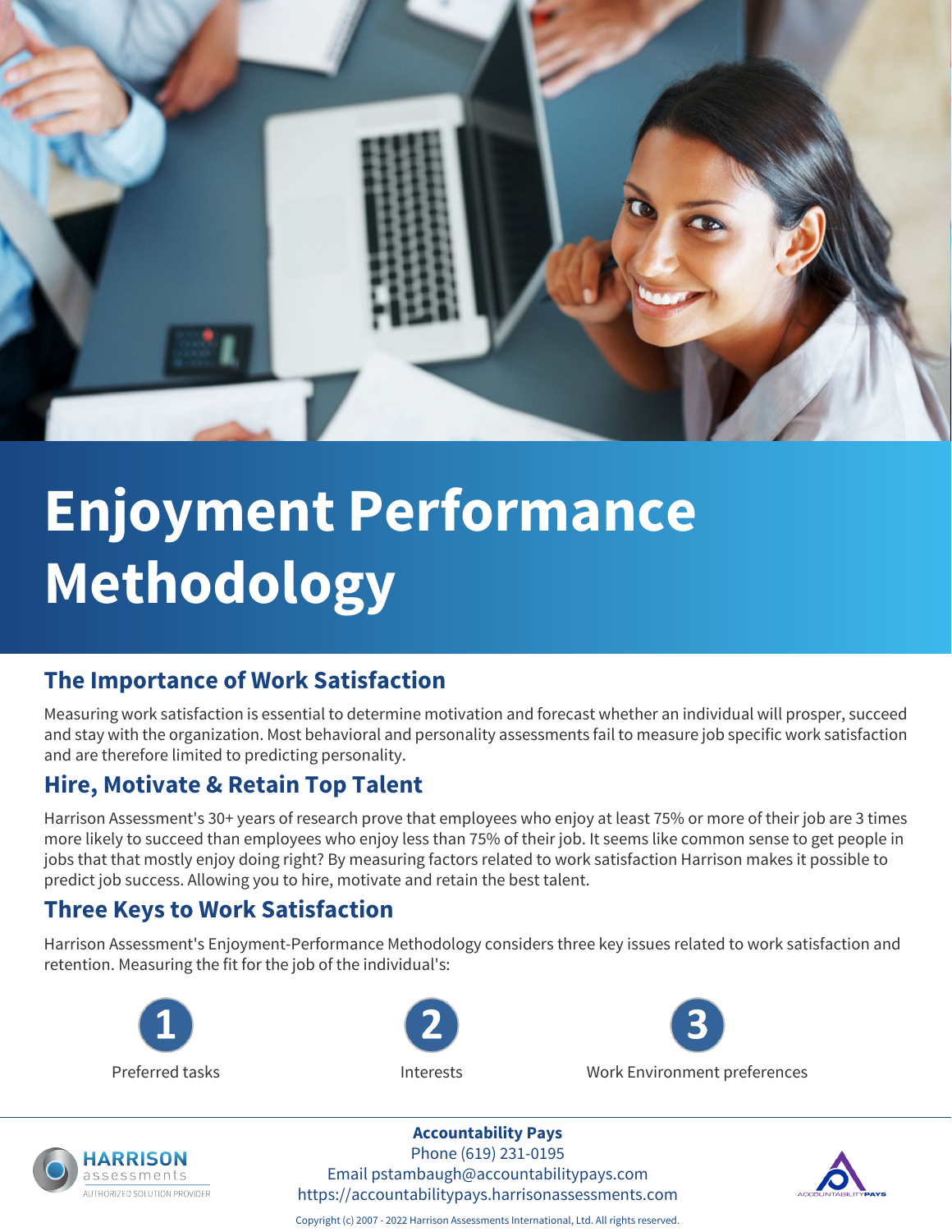# Enjoyment Performance Methodology

## The Importance of Work Satisfaction

Measuring work satisfaction is essential to determine motivation and forecast whether an individual will prosper, succeed and stay with the organization. Most behavioral and personality assessments fail to measure job specific work satisfaction and are therefore limited to predicting personality.

## Hire, Motivate & Retain Top Talent

Harrison Assessment's 30+ years of research prove that employees who enjoy at least 75% or more of their job are 3 times more likely to succeed than employees who enjoy less than 75% of their job. It seems like common sense to get people in jobs that that mostly enjoy doing right? By measuring factors related to work satisfaction Harrison makes it possible to predict job success. Allowing you to hire, motivate and retain the best talent.

## Three Keys to Work Satisfaction

Harrison Assessment's Enjoyment-Performance Methodology considers three key issues related to work satisfaction and retention. Measuring the fit for the job of the individual's:

1. Preferred tasks
2. Interests
3. Work Environment preferences

**Accountability Pays**
Phone (619) 231-0195
Email pstambaugh@accountabilitypays.com
https://accountabilitypays.harrisonassessments.com

HARRISON assessments AUTHORIZED SOLUTION PROVIDER

Copyright (c) 2007 - 2022 Harrison Assessments International, Ltd. All rights reserved.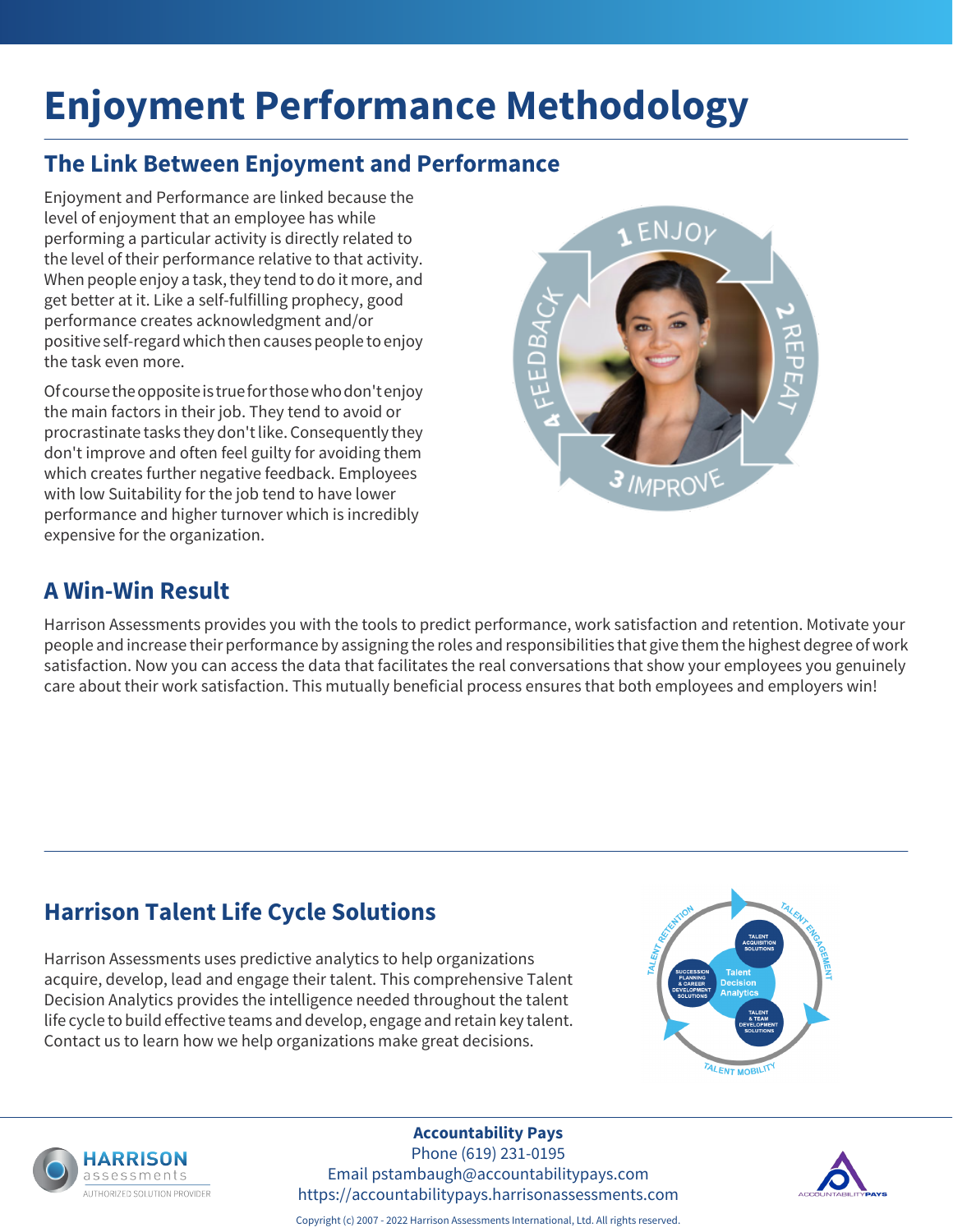# Enjoyment Performance Methodology

## The Link Between Enjoyment and Performance

Enjoyment and Performance are linked because the level of enjoyment that an employee has while performing a particular activity is directly related to the level of their performance relative to that activity. When people enjoy a task, they tend to do it more, and get better at it. Like a self-fulfilling prophecy, good performance creates acknowledgment and/or positive self-regard which then causes people to enjoy the task even more.

Of course the opposite is true for those who don't enjoy the main factors in their job. They tend to avoid or procrastinate tasks they don't like. Consequently they don't improve and often feel guilty for avoiding them which creates further negative feedback. Employees with low Suitability for the job tend to have lower performance and higher turnover which is incredibly expensive for the organization.

1 ENJOY
2 REPEAT
3 IMPROVE
4 FEEDBACK

## A Win-Win Result

Harrison Assessments provides you with the tools to predict performance, work satisfaction and retention. Motivate your people and increase their performance by assigning the roles and responsibilities that give them the highest degree of work satisfaction. Now you can access the data that facilitates the real conversations that show your employees you genuinely care about their work satisfaction. This mutually beneficial process ensures that both employees and employers win!

## Harrison Talent Life Cycle Solutions

Harrison Assessments uses predictive analytics to help organizations acquire, develop, lead and engage their talent. This comprehensive Talent Decision Analytics provides the intelligence needed throughout the talent life cycle to build effective teams and develop, engage and retain key talent. Contact us to learn how we help organizations make great decisions.

TALENT RETENTION
TALENT ENGAGEMENT
TALENT MOBILITY
TALENT ACQUISITION SOLUTIONS
Talent Decision Analytics
SUCCESSION PLANNING & CAREER DEVELOPMENT SOLUTIONS
TALENT & TEAM DEVELOPMENT SOLUTIONS

HARRISON assessments
AUTHORIZED SOLUTION PROVIDER

**Accountability Pays**
Phone (619) 231-0195
Email pstambaugh@accountabilitypays.com
https://accountabilitypays.harrisonassessments.com

ACCOUNTABILITYPAYS

Copyright (c) 2007 - 2022 Harrison Assessments International, Ltd. All rights reserved.